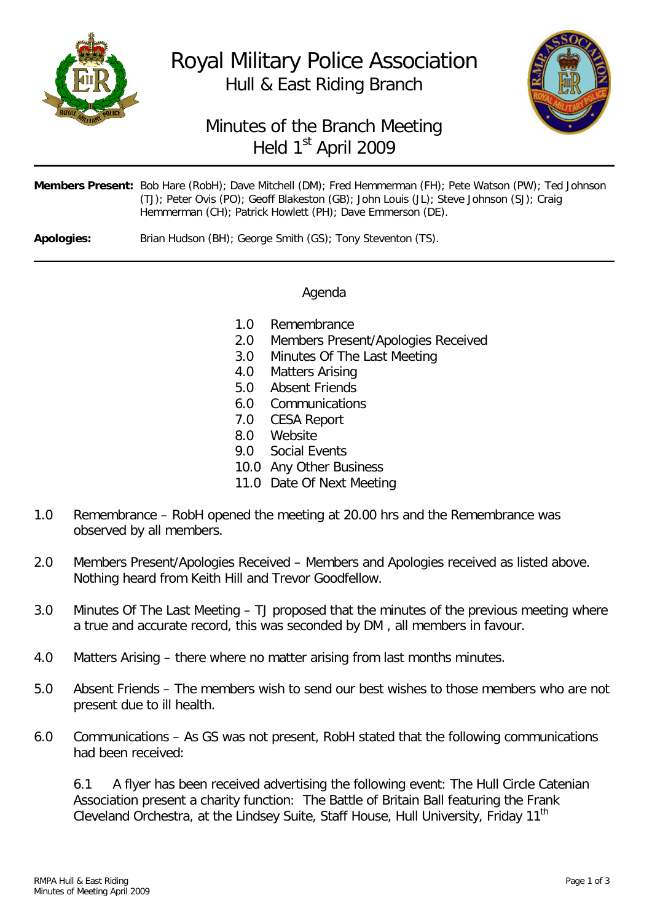# Royal Military Police Association

## Hull & East Riding Branch

## Minutes of the Branch Meeting Held 1st April 2009

**Members Present:** Bob Hare (RobH); Dave Mitchell (DM); Fred Hemmerman (FH); Pete Watson (PW); Ted Johnson (TJ); Peter Ovis (PO); Geoff Blakeston (GB); John Louis (JL); Steve Johnson (SJ); Craig Hemmerman (CH); Patrick Howlett (PH); Dave Emmerson (DE).

**Apologies:** Brian Hudson (BH); George Smith (GS); Tony Steventon (TS).

---

### Agenda

- 1.0 Remembrance
- 2.0 Members Present/Apologies Received
- 3.0 Minutes Of The Last Meeting
- 4.0 Matters Arising
- 5.0 Absent Friends
- 6.0 Communications
- 7.0 CESA Report
- 8.0 Website
- 9.0 Social Events
- 10.0 Any Other Business
- 11.0 Date Of Next Meeting

1.0 Remembrance – RobH opened the meeting at 20.00 hrs and the Remembrance was observed by all members.

2.0 Members Present/Apologies Received – Members and Apologies received as listed above. Nothing heard from Keith Hill and Trevor Goodfellow.

3.0 Minutes Of The Last Meeting – TJ proposed that the minutes of the previous meeting where a true and accurate record, this was seconded by DM , all members in favour.

4.0 Matters Arising – there where no matter arising from last months minutes.

5.0 Absent Friends – The members wish to send our best wishes to those members who are not present due to ill health.

6.0 Communications – As GS was not present, RobH stated that the following communications had been received:

6.1 A flyer has been received advertising the following event: The Hull Circle Catenian Association present a charity function: The Battle of Britain Ball featuring the Frank Cleveland Orchestra, at the Lindsey Suite, Staff House, Hull University, Friday 11th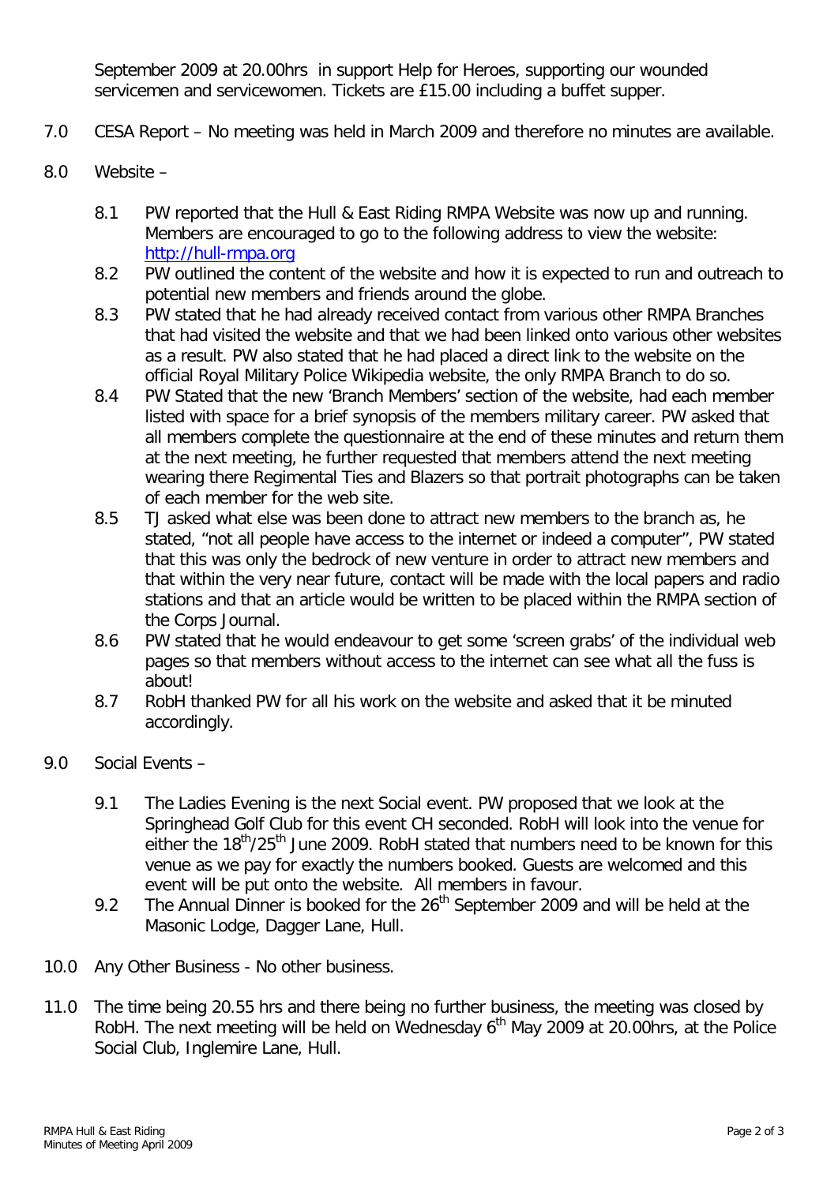September 2009 at 20.00hrs in support Help for Heroes, supporting our wounded servicemen and servicewomen. Tickets are £15.00 including a buffet supper.

7.0 CESA Report – No meeting was held in March 2009 and therefore no minutes are available.

8.0 Website –

8.1 PW reported that the Hull & East Riding RMPA Website was now up and running. Members are encouraged to go to the following address to view the website: [http://hull-rmpa.org](http://hull-rmpa.org)

8.2 PW outlined the content of the website and how it is expected to run and outreach to potential new members and friends around the globe.

8.3 PW stated that he had already received contact from various other RMPA Branches that had visited the website and that we had been linked onto various other websites as a result. PW also stated that he had placed a direct link to the website on the official Royal Military Police Wikipedia website, the only RMPA Branch to do so.

8.4 PW Stated that the new 'Branch Members' section of the website, had each member listed with space for a brief synopsis of the members military career. PW asked that all members complete the questionnaire at the end of these minutes and return them at the next meeting, he further requested that members attend the next meeting wearing there Regimental Ties and Blazers so that portrait photographs can be taken of each member for the web site.

8.5 TJ asked what else was been done to attract new members to the branch as, he stated, "not all people have access to the internet or indeed a computer", PW stated that this was only the bedrock of new venture in order to attract new members and that within the very near future, contact will be made with the local papers and radio stations and that an article would be written to be placed within the RMPA section of the Corps Journal.

8.6 PW stated that he would endeavour to get some 'screen grabs' of the individual web pages so that members without access to the internet can see what all the fuss is about!

8.7 RobH thanked PW for all his work on the website and asked that it be minuted accordingly.

9.0 Social Events –

9.1 The Ladies Evening is the next Social event. PW proposed that we look at the Springhead Golf Club for this event CH seconded. RobH will look into the venue for either the 18th/25th June 2009. RobH stated that numbers need to be known for this venue as we pay for exactly the numbers booked. Guests are welcomed and this event will be put onto the website. All members in favour.

9.2 The Annual Dinner is booked for the 26th September 2009 and will be held at the Masonic Lodge, Dagger Lane, Hull.

10.0 Any Other Business - No other business.

11.0 The time being 20.55 hrs and there being no further business, the meeting was closed by RobH. The next meeting will be held on Wednesday 6th May 2009 at 20.00hrs, at the Police Social Club, Inglemire Lane, Hull.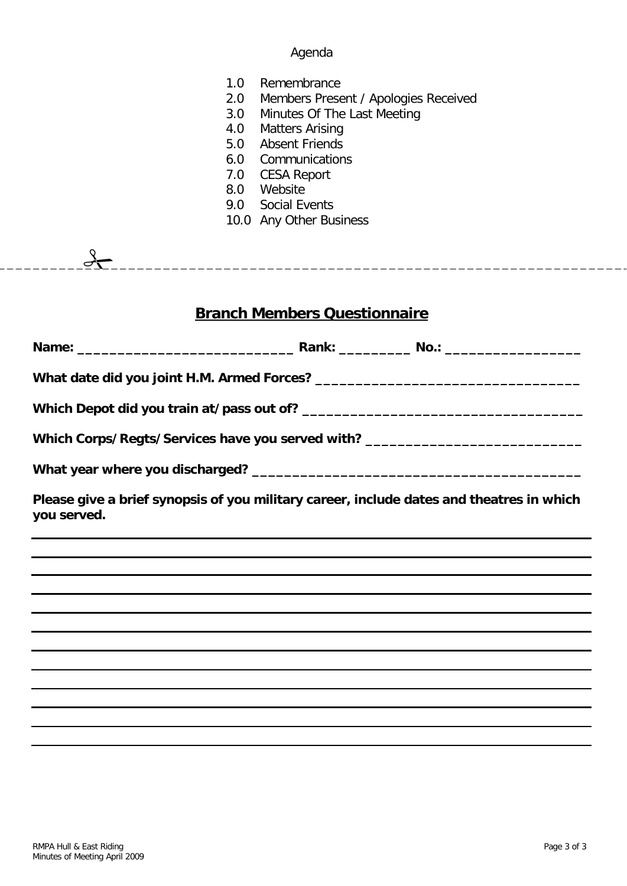Agenda

1.0 Remembrance
2.0 Members Present / Apologies Received
3.0 Minutes Of The Last Meeting
4.0 Matters Arising
5.0 Absent Friends
6.0 Communications
7.0 CESA Report
8.0 Website
9.0 Social Events
10.0 Any Other Business

---

## Branch Members Questionnaire

**Name: ___________________________ Rank: _________ No.: _________________**

**What date did you joint H.M. Armed Forces? ________________________________**

**Which Depot did you train at/pass out of? _________________________________**

**Which Corps/Regts/Services have you served with? __________________________**

**What year where you discharged? ________________________________________**

**Please give a brief synopsis of you military career, include dates and theatres in which you served.**

______________________________________________________________________

______________________________________________________________________

______________________________________________________________________

______________________________________________________________________

______________________________________________________________________

______________________________________________________________________

______________________________________________________________________

______________________________________________________________________

______________________________________________________________________

______________________________________________________________________

______________________________________________________________________

______________________________________________________________________